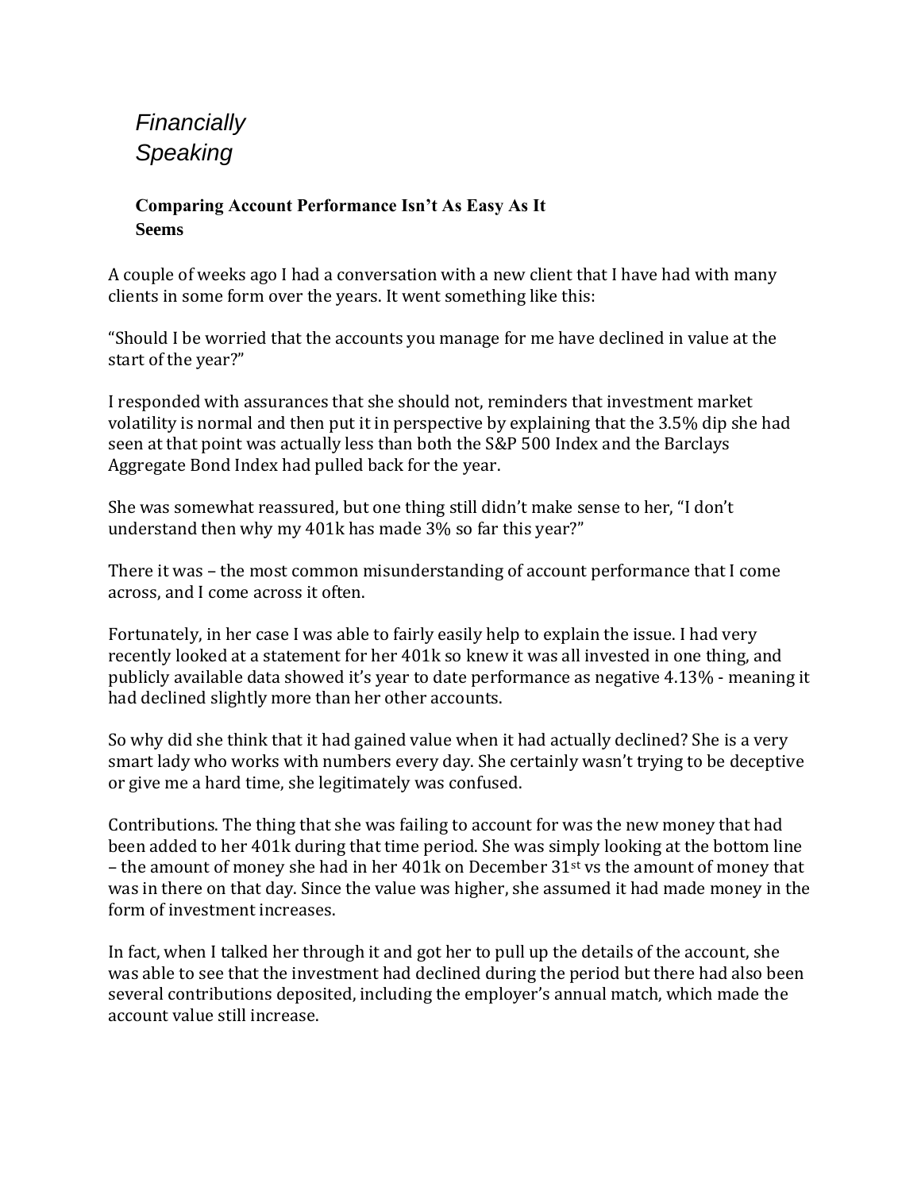*Financially Speaking*

## Comparing Account Performance Isn't As Easy As It Seems

A couple of weeks ago I had a conversation with a new client that I have had with many clients in some form over the years. It went something like this:

"Should I be worried that the accounts you manage for me have declined in value at the start of the year?"

I responded with assurances that she should not, reminders that investment market volatility is normal and then put it in perspective by explaining that the 3.5% dip she had seen at that point was actually less than both the S&P 500 Index and the Barclays Aggregate Bond Index had pulled back for the year.

She was somewhat reassured, but one thing still didn't make sense to her, "I don't understand then why my 401k has made 3% so far this year?"

There it was – the most common misunderstanding of account performance that I come across, and I come across it often.

Fortunately, in her case I was able to fairly easily help to explain the issue. I had very recently looked at a statement for her 401k so knew it was all invested in one thing, and publicly available data showed it's year to date performance as negative 4.13% - meaning it had declined slightly more than her other accounts.

So why did she think that it had gained value when it had actually declined? She is a very smart lady who works with numbers every day. She certainly wasn't trying to be deceptive or give me a hard time, she legitimately was confused.

Contributions. The thing that she was failing to account for was the new money that had been added to her 401k during that time period. She was simply looking at the bottom line – the amount of money she had in her 401k on December 31st vs the amount of money that was in there on that day. Since the value was higher, she assumed it had made money in the form of investment increases.

In fact, when I talked her through it and got her to pull up the details of the account, she was able to see that the investment had declined during the period but there had also been several contributions deposited, including the employer's annual match, which made the account value still increase.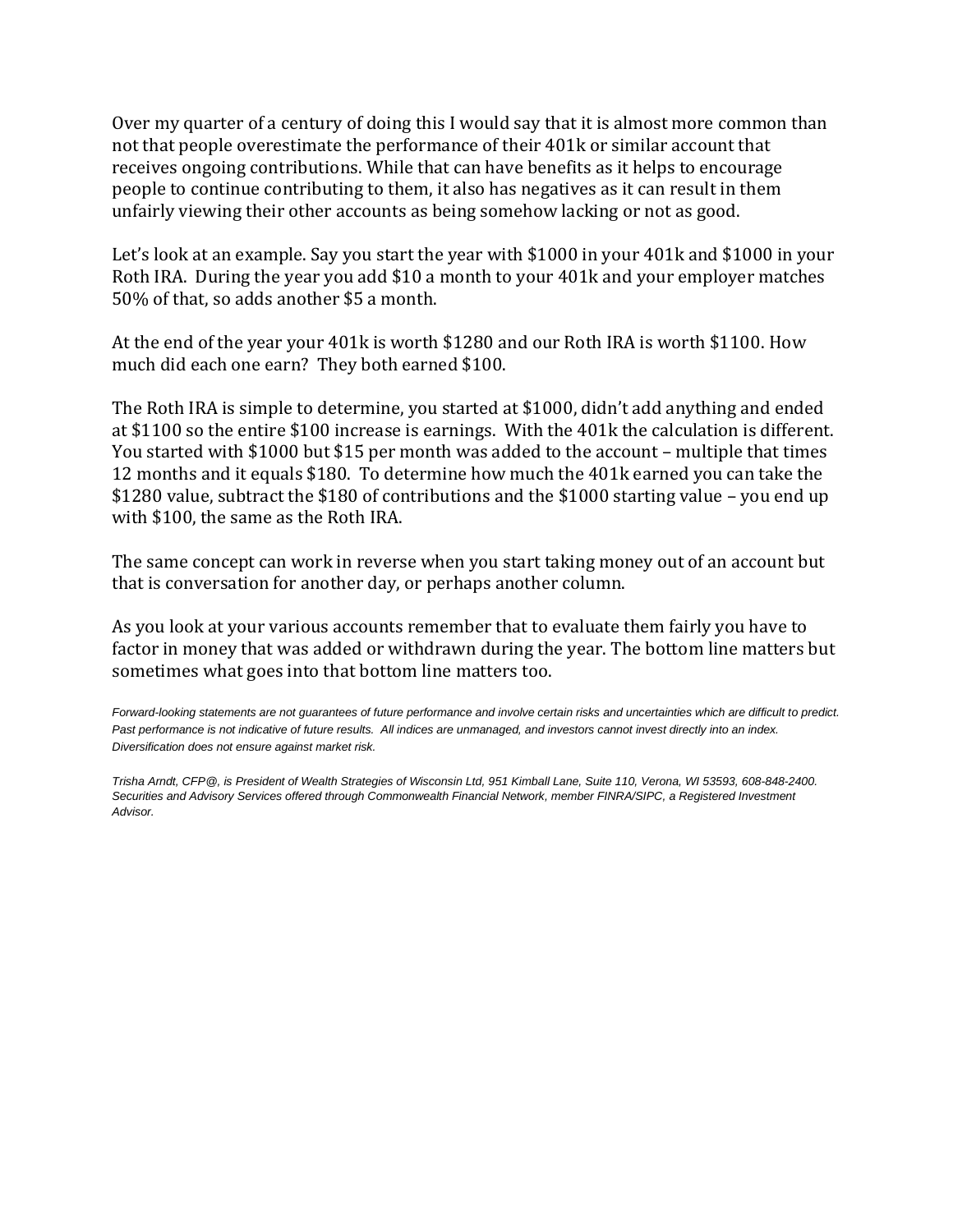Over my quarter of a century of doing this I would say that it is almost more common than not that people overestimate the performance of their 401k or similar account that receives ongoing contributions. While that can have benefits as it helps to encourage people to continue contributing to them, it also has negatives as it can result in them unfairly viewing their other accounts as being somehow lacking or not as good.

Let's look at an example. Say you start the year with $1000 in your 401k and $1000 in your Roth IRA. During the year you add $10 a month to your 401k and your employer matches 50% of that, so adds another $5 a month.

At the end of the year your 401k is worth $1280 and our Roth IRA is worth $1100. How much did each one earn? They both earned $100.

The Roth IRA is simple to determine, you started at $1000, didn't add anything and ended at $1100 so the entire $100 increase is earnings. With the 401k the calculation is different. You started with $1000 but $15 per month was added to the account – multiple that times 12 months and it equals $180. To determine how much the 401k earned you can take the $1280 value, subtract the $180 of contributions and the $1000 starting value – you end up with $100, the same as the Roth IRA.

The same concept can work in reverse when you start taking money out of an account but that is conversation for another day, or perhaps another column.

As you look at your various accounts remember that to evaluate them fairly you have to factor in money that was added or withdrawn during the year. The bottom line matters but sometimes what goes into that bottom line matters too.

*Forward-looking statements are not guarantees of future performance and involve certain risks and uncertainties which are difficult to predict. Past performance is not indicative of future results. All indices are unmanaged, and investors cannot invest directly into an index. Diversification does not ensure against market risk.*

*Trisha Arndt, CFP@, is President of Wealth Strategies of Wisconsin Ltd, 951 Kimball Lane, Suite 110, Verona, WI 53593, 608-848-2400. Securities and Advisory Services offered through Commonwealth Financial Network, member FINRA/SIPC, a Registered Investment Advisor.*